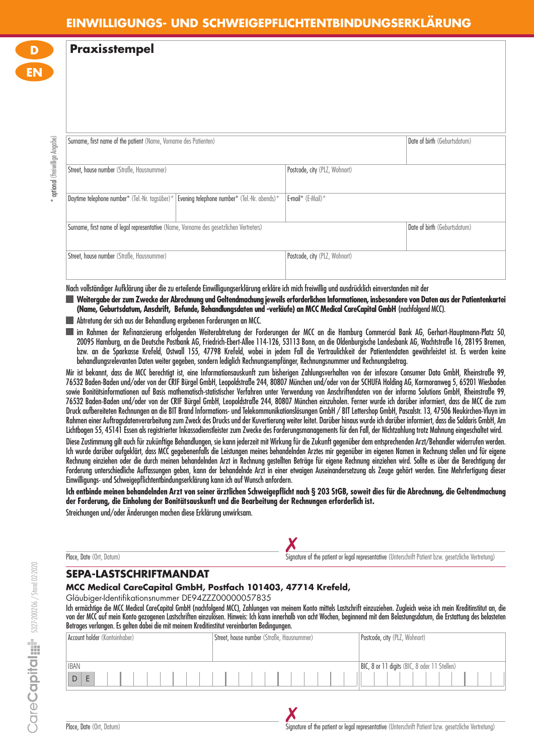# EINWILLIGUNGS- UND SCHWEIGEPFLICHTENTBINDUNGSERKLÄRUNG

D
EN

**Praxisstempel**

* optional (freiwillige Angabe)

| Surname, first name of the patient (Name, Vorname des Patienten) | | | Date of birth (Geburtsdatum) |
|---|---|---|---|
| Street, house number (Straße, Hausnummer) | | Postcode, city (PLZ, Wohnort) | |
| Daytime telephone number* (Tel.-Nr. tagsüber)* | Evening telephone number* (Tel.-Nr. abends)* | E-mail* (E-Mail)* | |
| Surname, first name of legal representative (Name, Vorname des gesetzlichen Vertreters) | | | Date of birth (Geburtsdatum) |
| Street, house number (Straße, Hausnummer) | | Postcode, city (PLZ, Wohnort) | |

Nach vollständiger Aufklärung über die zu erteilende Einwilligungserklärung erkläre ich mich freiwillig und ausdrücklich einverstanden mit der

- **Weitergabe der zum Zwecke der Abrechnung und Geltendmachung jeweils erforderlichen Informationen, insbesondere von Daten aus der Patientenkartei (Name, Geburtsdatum, Anschrift, Befunde, Behandlungsdaten und -verläufe) an MCC Medical CareCapital GmbH** (nachfolgend MCC).
- Abtretung der sich aus der Behandlung ergebenen Forderungen an MCC.
- im Rahmen der Refinanzierung erfolgenden Weiterabtretung der Forderungen der MCC an die Hamburg Commercial Bank AG, Gerhart-Hauptmann-Platz 50, 20095 Hamburg, an die Deutsche Postbank AG, Friedrich-Ebert-Allee 114-126, 53113 Bonn, an die Oldenburgische Landesbank AG, Wachtstraße 16, 28195 Bremen, bzw. an die Sparkasse Krefeld, Ostwall 155, 47798 Krefeld, wobei in jedem Fall die Vertraulichkeit der Patientendaten gewährleistet ist. Es werden keine behandlungsrelevanten Daten weiter gegeben, sondern lediglich Rechnungsempfänger, Rechnungsnummer und Rechnungsbetrag.

Mir ist bekannt, dass die MCC berechtigt ist, eine Informationsauskunft zum bisherigen Zahlungsverhalten von der infoscore Consumer Data GmbH, Rheinstraße 99, 76532 Baden-Baden und/oder von der CRIF Bürgel GmbH, Leopoldstraße 244, 80807 München und/oder von der SCHUFA Holding AG, Kormoranweg 5, 65201 Wiesbaden sowie Bonitätsinformationen auf Basis mathematisch-statistischer Verfahren unter Verwendung von Anschriftendaten von der informa Solutions GmbH, Rheinstraße 99, 76532 Baden-Baden und/oder von der CRIF Bürgel GmbH, Leopoldstraße 244, 80807 München einzuholen. Ferner wurde ich darüber informiert, dass die MCC die zum Druck aufbereiteten Rechnungen an die BIT Brand Informations- und Telekommunikationslösungen GmbH / BIT Lettershop GmbH, Pascalstr. 13, 47506 Neukirchen-Vluyn im Rahmen einer Auftragsdatenverarbeitung zum Zweck des Drucks und der Kuvertierung weiter leitet. Darüber hinaus wurde ich darüber informiert, dass die Saldaris GmbH, Am Lichtbogen 55, 45141 Essen als registrierter Inkassodienstleister zum Zwecke des Forderungsmanagements für den Fall, der Nichtzahlung trotz Mahnung eingeschaltet wird.

Diese Zustimmung gilt auch für zukünftige Behandlungen, sie kann jederzeit mit Wirkung für die Zukunft gegenüber dem entsprechenden Arzt/Behandler widerrufen werden. Ich wurde darüber aufgeklärt, dass MCC gegebenenfalls die Leistungen meines behandelnden Arztes mir gegenüber im eigenen Namen in Rechnung stellen und für eigene Rechnung einziehen oder die durch meinen behandelnden Arzt in Rechnung gestellten Beträge für eigene Rechnung einziehen wird. Sollte es über die Berechtigung der Forderung unterschiedliche Auffassungen geben, kann der behandelnde Arzt in einer etwaigen Auseinandersetzung als Zeuge gehört werden. Eine Mehrfertigung dieser Einwilligungs- und Schweigepflichtentbindungserklärung kann ich auf Wunsch anfordern.

**Ich entbinde meinen behandelnden Arzt von seiner ärztlichen Schweigepflicht nach § 203 StGB, soweit dies für die Abrechnung, die Geltendmachung der Forderung, die Einholung der Bonitätsauskunft und die Bearbeitung der Rechnungen erforderlich ist.**

Streichungen und/oder Änderungen machen diese Erklärung unwirksam.

Place, Date (Ort, Datum) ✗ Signature of the patient or legal representative (Unterschrift Patient bzw. gesetzliche Vertretung)

## SEPA-LASTSCHRIFTMANDAT

**MCC Medical CareCapital GmbH, Postfach 101403, 47714 Krefeld,**

Gläubiger-Identifikationsnummer DE94ZZZ00000057835

Ich ermächtige die MCC Medical CareCapital GmbH (nachfolgend MCC), Zahlungen von meinem Konto mittels Lastschrift einzuziehen. Zugleich weise ich mein Kreditinstitut an, die von der MCC auf mein Konto gezogenen Lastschriften einzulösen. Hinweis: Ich kann innerhalb von acht Wochen, beginnend mit dem Belastungsdatum, die Erstattung des belasteten Betrages verlangen. Es gelten dabei die mit meinem Kreditinstitut vereinbarten Bedingungen.

| Account holder (Kontoinhaber) | Street, house number (Straße, Hausnummer) | Postcode, city (PLZ, Wohnort) |
|---|---|---|
| IBAN D E | | BIC, 8 or 11 digits (BIC, 8 oder 11 Stellen) |

Place, Date (Ort, Datum) ✗ Signature of the patient or legal representative (Unterschrift Patient bzw. gesetzliche Vertretung)

CareCapital 5327-200206 / Stand 02-2020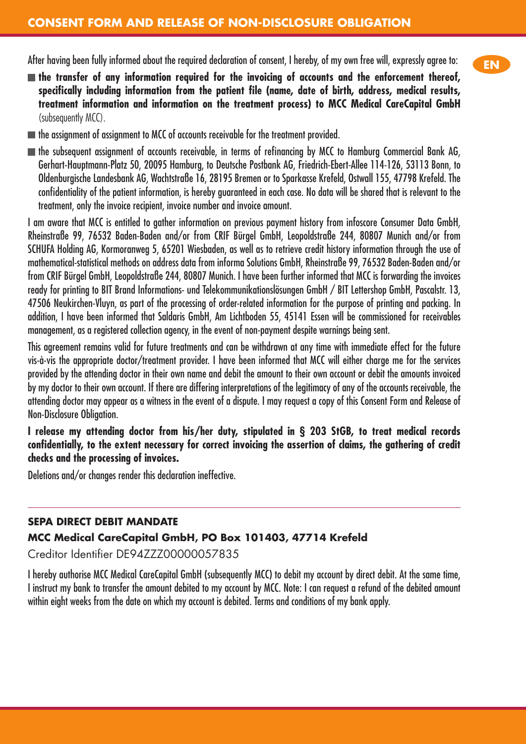## CONSENT FORM AND RELEASE OF NON-DISCLOSURE OBLIGATION

EN

After having been fully informed about the required declaration of consent, I hereby, of my own free will, expressly agree to:

- **the transfer of any information required for the invoicing of accounts and the enforcement thereof, specifically including information from the patient file (name, date of birth, address, medical results, treatment information and information on the treatment process) to MCC Medical CareCapital GmbH** (subsequently MCC).
- the assignment of assignment to MCC of accounts receivable for the treatment provided.
- the subsequent assignment of accounts receivable, in terms of refinancing by MCC to Hamburg Commercial Bank AG, Gerhart-Hauptmann-Platz 50, 20095 Hamburg, to Deutsche Postbank AG, Friedrich-Ebert-Allee 114-126, 53113 Bonn, to Oldenburgische Landesbank AG, Wachtstraße 16, 28195 Bremen or to Sparkasse Krefeld, Ostwall 155, 47798 Krefeld. The confidentiality of the patient information, is hereby guaranteed in each case. No data will be shared that is relevant to the treatment, only the invoice recipient, invoice number and invoice amount.

I am aware that MCC is entitled to gather information on previous payment history from infoscore Consumer Data GmbH, Rheinstraße 99, 76532 Baden-Baden and/or from CRIF Bürgel GmbH, Leopoldstraße 244, 80807 Munich and/or from SCHUFA Holding AG, Kormoranweg 5, 65201 Wiesbaden, as well as to retrieve credit history information through the use of mathematical-statistical methods on address data from informa Solutions GmbH, Rheinstraße 99, 76532 Baden-Baden and/or from CRIF Bürgel GmbH, Leopoldstraße 244, 80807 Munich. I have been further informed that MCC is forwarding the invoices ready for printing to BIT Brand Informations- und Telekommunikationslösungen GmbH / BIT Lettershop GmbH, Pascalstr. 13, 47506 Neukirchen-Vluyn, as part of the processing of order-related information for the purpose of printing and packing. In addition, I have been informed that Saldaris GmbH, Am Lichtboden 55, 45141 Essen will be commissioned for receivables management, as a registered collection agency, in the event of non-payment despite warnings being sent.

This agreement remains valid for future treatments and can be withdrawn at any time with immediate effect for the future vis-à-vis the appropriate doctor/treatment provider. I have been informed that MCC will either charge me for the services provided by the attending doctor in their own name and debit the amount to their own account or debit the amounts invoiced by my doctor to their own account. If there are differing interpretations of the legitimacy of any of the accounts receivable, the attending doctor may appear as a witness in the event of a dispute. I may request a copy of this Consent Form and Release of Non-Disclosure Obligation.

**I release my attending doctor from his/her duty, stipulated in § 203 StGB, to treat medical records confidentially, to the extent necessary for correct invoicing the assertion of claims, the gathering of credit checks and the processing of invoices.**

Deletions and/or changes render this declaration ineffective.

---

### SEPA DIRECT DEBIT MANDATE

**MCC Medical CareCapital GmbH, PO Box 101403, 47714 Krefeld**

Creditor Identifier DE94ZZZ00000057835

I hereby authorise MCC Medical CareCapital GmbH (subsequently MCC) to debit my account by direct debit. At the same time, I instruct my bank to transfer the amount debited to my account by MCC. Note: I can request a refund of the debited amount within eight weeks from the date on which my account is debited. Terms and conditions of my bank apply.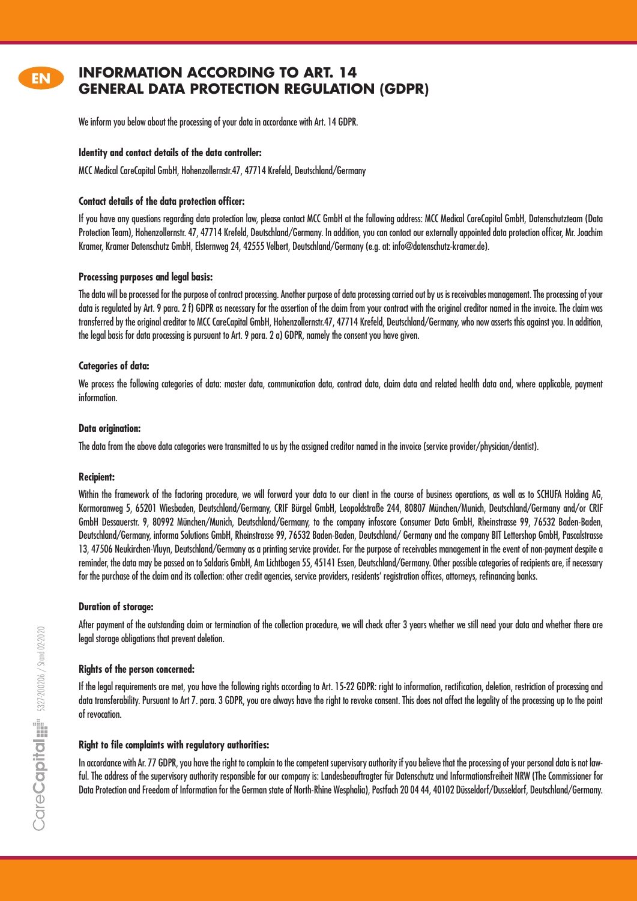**EN**

# INFORMATION ACCORDING TO ART. 14 GENERAL DATA PROTECTION REGULATION (GDPR)

We inform you below about the processing of your data in accordance with Art. 14 GDPR.

**Identity and contact details of the data controller:**

MCC Medical CareCapital GmbH, Hohenzollernstr.47, 47714 Krefeld, Deutschland/Germany

**Contact details of the data protection officer:**

If you have any questions regarding data protection law, please contact MCC GmbH at the following address: MCC Medical CareCapital GmbH, Datenschutzteam (Data Protection Team), Hohenzollernstr. 47, 47714 Krefeld, Deutschland/Germany. In addition, you can contact our externally appointed data protection officer, Mr. Joachim Kramer, Kramer Datenschutz GmbH, Elsternweg 24, 42555 Velbert, Deutschland/Germany (e.g. at: info@datenschutz-kramer.de).

**Processing purposes and legal basis:**

The data will be processed for the purpose of contract processing. Another purpose of data processing carried out by us is receivables management. The processing of your data is regulated by Art. 9 para. 2 f) GDPR as necessary for the assertion of the claim from your contract with the original creditor named in the invoice. The claim was transferred by the original creditor to MCC CareCapital GmbH, Hohenzollernstr.47, 47714 Krefeld, Deutschland/Germany, who now asserts this against you. In addition, the legal basis for data processing is pursuant to Art. 9 para. 2 a) GDPR, namely the consent you have given.

**Categories of data:**

We process the following categories of data: master data, communication data, contract data, claim data and related health data and, where applicable, payment information.

**Data origination:**

The data from the above data categories were transmitted to us by the assigned creditor named in the invoice (service provider/physician/dentist).

**Recipient:**

Within the framework of the factoring procedure, we will forward your data to our client in the course of business operations, as well as to SCHUFA Holding AG, Kormoranweg 5, 65201 Wiesbaden, Deutschland/Germany, CRIF Bürgel GmbH, Leopoldstraße 244, 80807 München/Munich, Deutschland/Germany and/or CRIF GmbH Dessauerstr. 9, 80992 München/Munich, Deutschland/Germany, to the company infoscore Consumer Data GmbH, Rheinstrasse 99, 76532 Baden-Baden, Deutschland/Germany, informa Solutions GmbH, Rheinstrasse 99, 76532 Baden-Baden, Deutschland/ Germany and the company BIT Lettershop GmbH, Pascalstrasse 13, 47506 Neukirchen-Vluyn, Deutschland/Germany as a printing service provider. For the purpose of receivables management in the event of non-payment despite a reminder, the data may be passed on to Saldaris GmbH, Am Lichtbogen 55, 45141 Essen, Deutschland/Germany. Other possible categories of recipients are, if necessary for the purchase of the claim and its collection: other credit agencies, service providers, residents' registration offices, attorneys, refinancing banks.

**Duration of storage:**

After payment of the outstanding claim or termination of the collection procedure, we will check after 3 years whether we still need your data and whether there are legal storage obligations that prevent deletion.

**Rights of the person concerned:**

If the legal requirements are met, you have the following rights according to Art. 15-22 GDPR: right to information, rectification, deletion, restriction of processing and data transferability. Pursuant to Art 7. para. 3 GDPR, you are always have the right to revoke consent. This does not affect the legality of the processing up to the point of revocation.

**Right to file complaints with regulatory authorities:**

In accordance with Ar. 77 GDPR, you have the right to complain to the competent supervisory authority if you believe that the processing of your personal data is not lawful. The address of the supervisory authority responsible for our company is: Landesbeauftragter für Datenschutz und Informationsfreiheit NRW (The Commissioner for Data Protection and Freedom of Information for the German state of North-Rhine Wesphalia), Postfach 20 04 44, 40102 Düsseldorf/Dusseldorf, Deutschland/Germany.

CareCapital 5327-200206 / Stand 02-2020